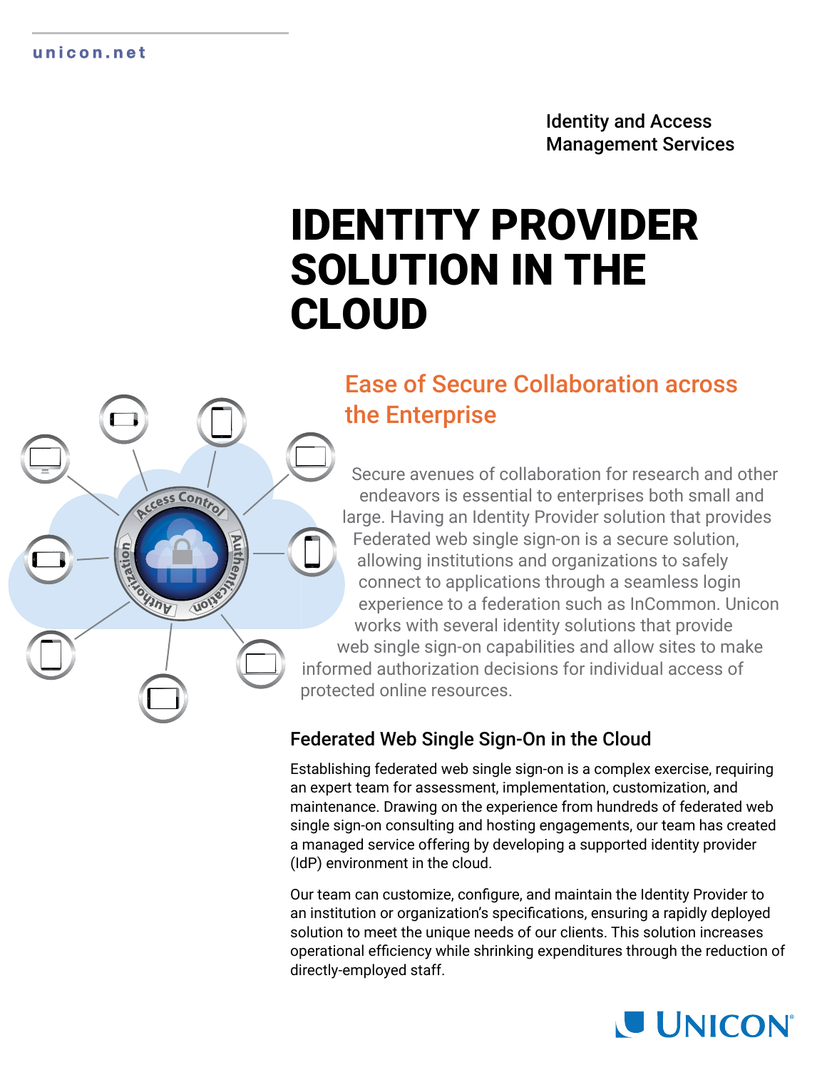Identity and Access Management Services

# IDENTITY PROVIDER SOLUTION IN THE CLOUD

## Ease of Secure Collaboration across the Enterprise

Secure avenues of collaboration for research and other endeavors is essential to enterprises both small and large. Having an Identity Provider solution that provides Federated web single sign-on is a secure solution, allowing institutions and organizations to safely connect to applications through a seamless login experience to a federation such as InCommon. Unicon works with several identity solutions that provide web single sign-on capabilities and allow sites to make informed authorization decisions for individual access of protected online resources.

### Federated Web Single Sign-On in the Cloud

Establishing federated web single sign-on is a complex exercise, requiring an expert team for assessment, implementation, customization, and maintenance. Drawing on the experience from hundreds of federated web single sign-on consulting and hosting engagements, our team has created a managed service offering by developing a supported identity provider (IdP) environment in the cloud.

Our team can customize, configure, and maintain the Identity Provider to an institution or organization's specifications, ensuring a rapidly deployed solution to meet the unique needs of our clients. This solution increases operational efficiency while shrinking expenditures through the reduction of directly-employed staff.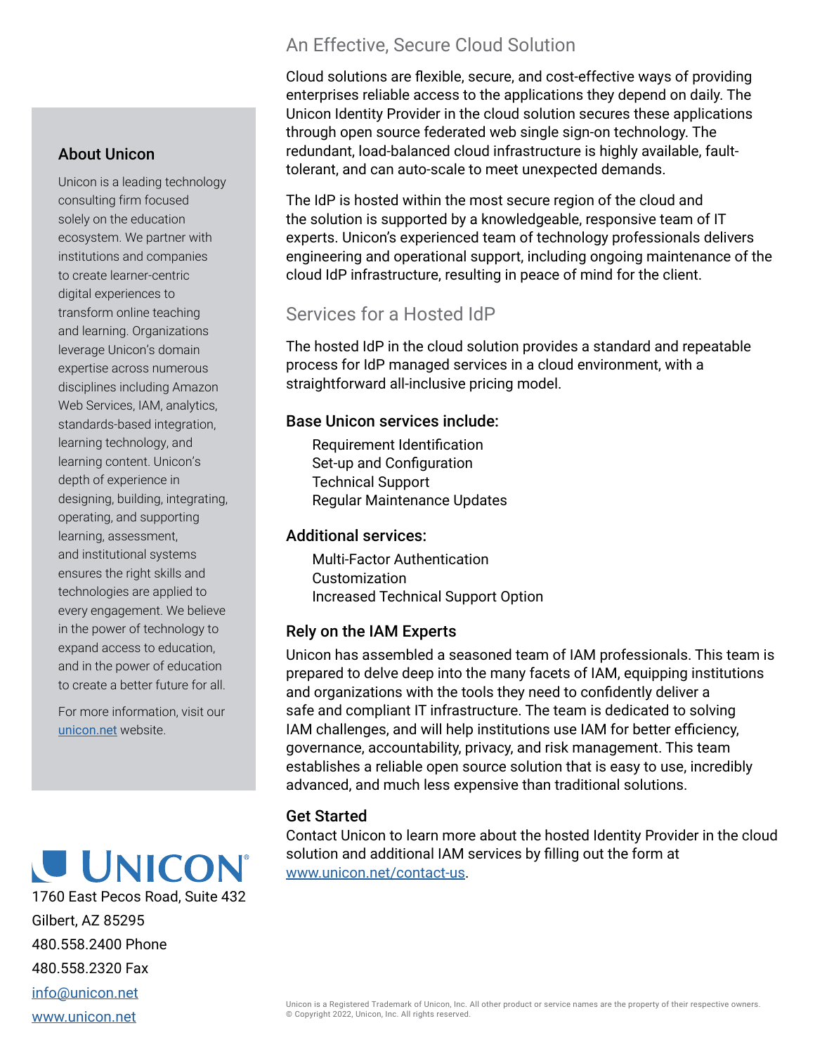## An Effective, Secure Cloud Solution

Cloud solutions are flexible, secure, and cost-effective ways of providing enterprises reliable access to the applications they depend on daily. The Unicon Identity Provider in the cloud solution secures these applications through open source federated web single sign-on technology. The redundant, load-balanced cloud infrastructure is highly available, fault-tolerant, and can auto-scale to meet unexpected demands.

The IdP is hosted within the most secure region of the cloud and the solution is supported by a knowledgeable, responsive team of IT experts. Unicon's experienced team of technology professionals delivers engineering and operational support, including ongoing maintenance of the cloud IdP infrastructure, resulting in peace of mind for the client.

## Services for a Hosted IdP

The hosted IdP in the cloud solution provides a standard and repeatable process for IdP managed services in a cloud environment, with a straightforward all-inclusive pricing model.

### Base Unicon services include:

- Requirement Identification
- Set-up and Configuration
- Technical Support
- Regular Maintenance Updates

### Additional services:

- Multi-Factor Authentication
- Customization
- Increased Technical Support Option

### Rely on the IAM Experts

Unicon has assembled a seasoned team of IAM professionals. This team is prepared to delve deep into the many facets of IAM, equipping institutions and organizations with the tools they need to confidently deliver a safe and compliant IT infrastructure. The team is dedicated to solving IAM challenges, and will help institutions use IAM for better efficiency, governance, accountability, privacy, and risk management. This team establishes a reliable open source solution that is easy to use, incredibly advanced, and much less expensive than traditional solutions.

### Get Started

Contact Unicon to learn more about the hosted Identity Provider in the cloud solution and additional IAM services by filling out the form at www.unicon.net/contact-us.

### About Unicon

Unicon is a leading technology consulting firm focused solely on the education ecosystem. We partner with institutions and companies to create learner-centric digital experiences to transform online teaching and learning. Organizations leverage Unicon's domain expertise across numerous disciplines including Amazon Web Services, IAM, analytics, standards-based integration, learning technology, and learning content. Unicon's depth of experience in designing, building, integrating, operating, and supporting learning, assessment, and institutional systems ensures the right skills and technologies are applied to every engagement. We believe in the power of technology to expand access to education, and in the power of education to create a better future for all.

For more information, visit our unicon.net website.

UNICON®

1760 East Pecos Road, Suite 432
Gilbert, AZ 85295
480.558.2400 Phone
480.558.2320 Fax
info@unicon.net
www.unicon.net

Unicon is a Registered Trademark of Unicon, Inc. All other product or service names are the property of their respective owners.
© Copyright 2022, Unicon, Inc. All rights reserved.